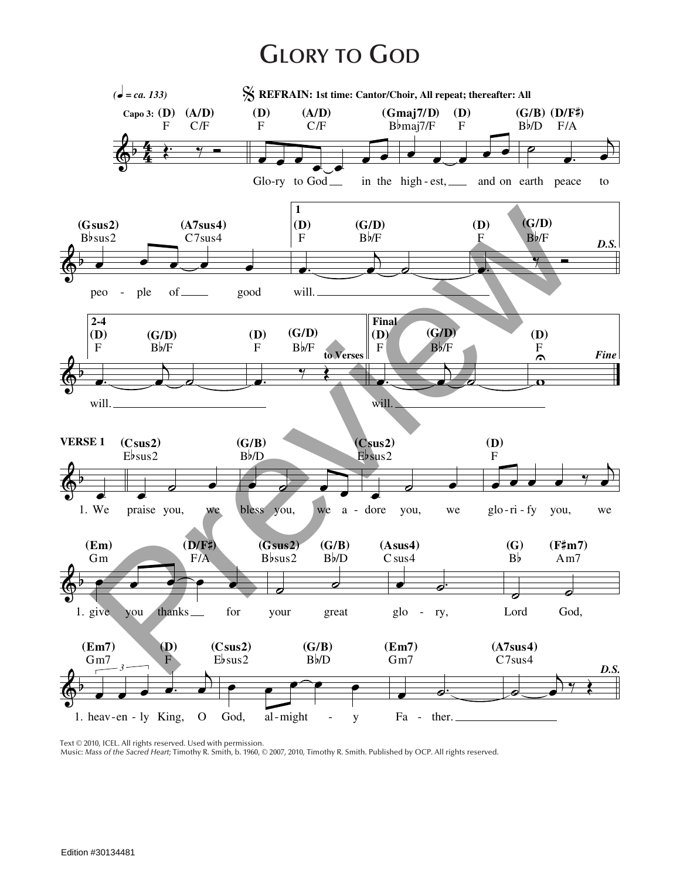# Glory to God

(♩ = ca. 133)

𝄋 **REFRAIN: 1st time: Cantor/Choir, All repeat; thereafter: All**

Capo 3: (D) F (A/D) C/F | (D) F (A/D) C/F | (Gmaj7/D) B♭maj7/F (D) F | (G/B) B♭/D (D/F♯) F/A

Glo-ry to God in the high-est, and on earth peace to

(Gsus2) B♭sus2 (A7sus4) C7sus4 | **1** (D) F (G/D) B♭/F | (D) F (G/D) B♭/F *D.S.*

peo-ple of good will.

**2-4** (D) F (G/D) B♭/F | (D) F (G/D) B♭/F *to Verses* | **Final** (D) F (G/D) B♭/F | (D) F *Fine*

will. will.

**VERSE 1** (Csus2) E♭sus2 | (G/B) B♭/D | (Csus2) E♭sus2 | (D) F

1. We praise you, we bless you, we a-dore you, we glo-ri-fy you, we

(Em) Gm (D/F♯) F/A | (Gsus2) B♭sus2 (G/B) B♭/D | (Asus4) Csus4 | (G) B♭ (F♯m7) Am7

1. give you thanks for your great glo-ry, Lord God,

(Em7) Gm7 (D) F | (Csus2) E♭sus2 (G/B) B♭/D | (Em7) Gm7 | (A7sus4) C7sus4 *D.S.*

1. heav-en-ly King, O God, al-might-y Fa-ther.

Text © 2010, ICEL. All rights reserved. Used with permission.
Music: *Mass of the Sacred Heart*; Timothy R. Smith, b. 1960, © 2007, 2010, Timothy R. Smith. Published by OCP. All rights reserved.

Edition #30134481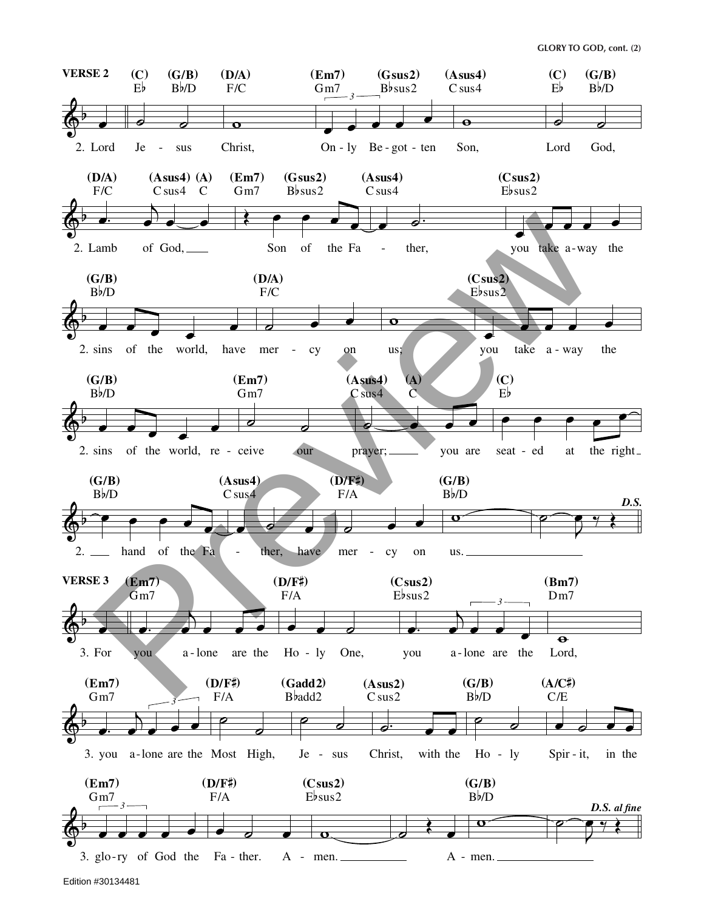VERSE 2

(C) E♭ (G/B) B♭/D (D/A) F/C (Em7) Gm7 (Gsus2) B♭sus2 (Asus4) Csus4 (C) E♭ (G/B) B♭/D

2. Lord Je - sus Christ, On - ly Be - got - ten Son, Lord God,

(D/A) F/C (Asus4) Csus4 (A) C (Em7) Gm7 (Gsus2) B♭sus2 (Asus4) Csus4 (Csus2) E♭sus2

2. Lamb of God, Son of the Fa - ther, you take a - way the

(G/B) B♭/D (D/A) F/C (Csus2) E♭sus2

2. sins of the world, have mer - cy on us; you take a - way the

(G/B) B♭/D (Em7) Gm7 (Asus4) Csus4 (A) C (C) E♭

2. sins of the world, re - ceive our prayer; you are seat - ed at the right

(G/B) B♭/D (Asus4) Csus4 (D/F♯) F/A (G/B) B♭/D *D.S.*

2. hand of the Fa - ther, have mer - cy on us.

VERSE 3

(Em7) Gm7 (D/F♯) F/A (Csus2) E♭sus2 (Bm7) Dm7

3. For you a - lone are the Ho - ly One, you a - lone are the Lord,

(Em7) Gm7 (D/F♯) F/A (Gadd2) B♭add2 (Asus2) Csus2 (G/B) B♭/D (A/C♯) C/E

3. you a - lone are the Most High, Je - sus Christ, with the Ho - ly Spir - it, in the

(Em7) Gm7 (D/F♯) F/A (Csus2) E♭sus2 (G/B) B♭/D *D.S. al fine*

3. glo - ry of God the Fa - ther. A - men. A - men.

Edition #30134481